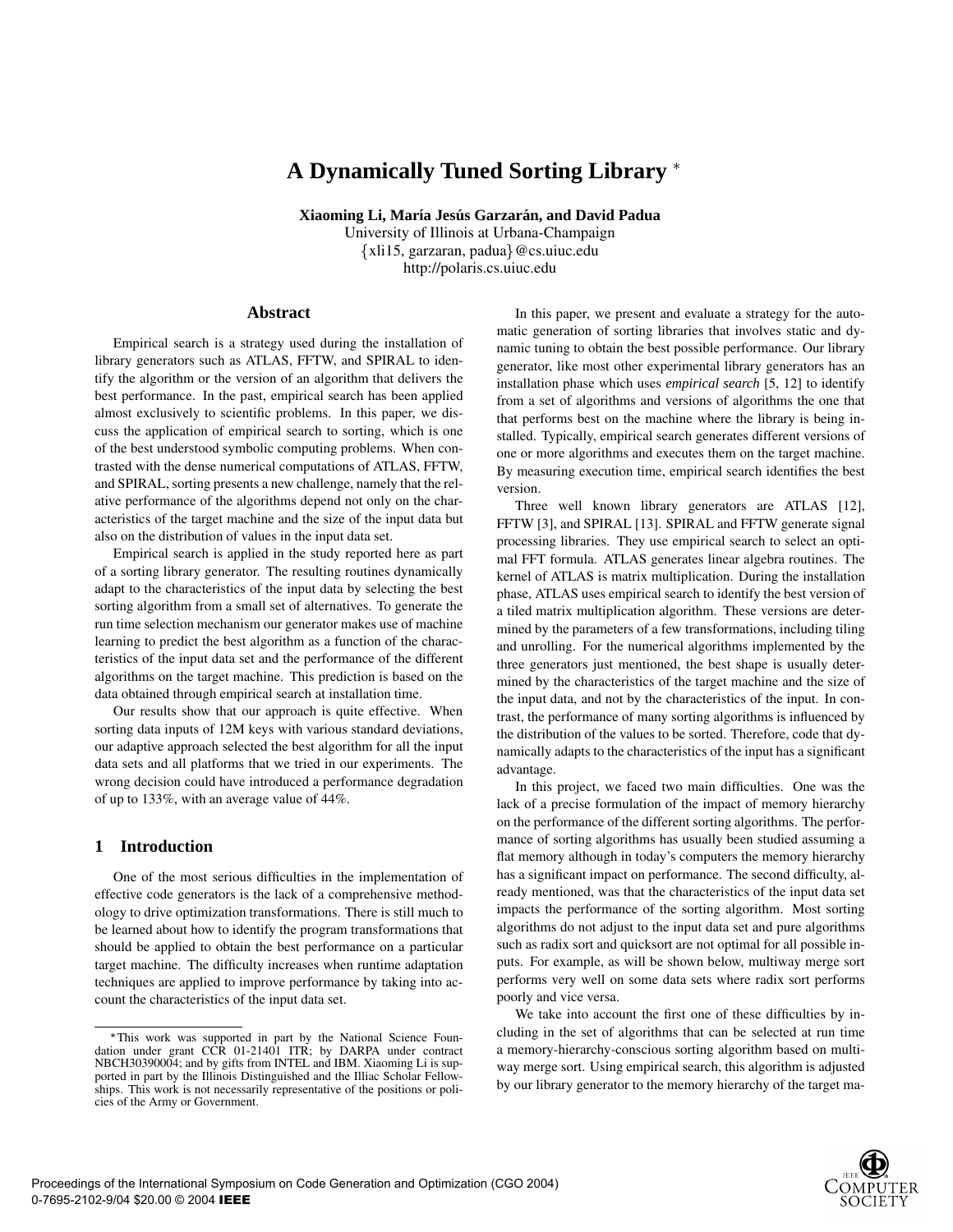# A Dynamically Tuned Sorting Library *

**Xiaoming Li, María Jesús Garzarán, and David Padua**
University of Illinois at Urbana-Champaign
{xli15, garzaran, padua}@cs.uiuc.edu
http://polaris.cs.uiuc.edu

## Abstract

Empirical search is a strategy used during the installation of library generators such as ATLAS, FFTW, and SPIRAL to identify the algorithm or the version of an algorithm that delivers the best performance. In the past, empirical search has been applied almost exclusively to scientific problems. In this paper, we discuss the application of empirical search to sorting, which is one of the best understood symbolic computing problems. When contrasted with the dense numerical computations of ATLAS, FFTW, and SPIRAL, sorting presents a new challenge, namely that the relative performance of the algorithms depend not only on the characteristics of the target machine and the size of the input data but also on the distribution of values in the input data set.

Empirical search is applied in the study reported here as part of a sorting library generator. The resulting routines dynamically adapt to the characteristics of the input data by selecting the best sorting algorithm from a small set of alternatives. To generate the run time selection mechanism our generator makes use of machine learning to predict the best algorithm as a function of the characteristics of the input data set and the performance of the different algorithms on the target machine. This prediction is based on the data obtained through empirical search at installation time.

Our results show that our approach is quite effective. When sorting data inputs of 12M keys with various standard deviations, our adaptive approach selected the best algorithm for all the input data sets and all platforms that we tried in our experiments. The wrong decision could have introduced a performance degradation of up to 133%, with an average value of 44%.

## 1 Introduction

One of the most serious difficulties in the implementation of effective code generators is the lack of a comprehensive methodology to drive optimization transformations. There is still much to be learned about how to identify the program transformations that should be applied to obtain the best performance on a particular target machine. The difficulty increases when runtime adaptation techniques are applied to improve performance by taking into account the characteristics of the input data set.

In this paper, we present and evaluate a strategy for the automatic generation of sorting libraries that involves static and dynamic tuning to obtain the best possible performance. Our library generator, like most other experimental library generators has an installation phase which uses *empirical search* [5, 12] to identify from a set of algorithms and versions of algorithms the one that that performs best on the machine where the library is being installed. Typically, empirical search generates different versions of one or more algorithms and executes them on the target machine. By measuring execution time, empirical search identifies the best version.

Three well known library generators are ATLAS [12], FFTW [3], and SPIRAL [13]. SPIRAL and FFTW generate signal processing libraries. They use empirical search to select an optimal FFT formula. ATLAS generates linear algebra routines. The kernel of ATLAS is matrix multiplication. During the installation phase, ATLAS uses empirical search to identify the best version of a tiled matrix multiplication algorithm. These versions are determined by the parameters of a few transformations, including tiling and unrolling. For the numerical algorithms implemented by the three generators just mentioned, the best shape is usually determined by the characteristics of the target machine and the size of the input data, and not by the characteristics of the input. In contrast, the performance of many sorting algorithms is influenced by the distribution of the values to be sorted. Therefore, code that dynamically adapts to the characteristics of the input has a significant advantage.

In this project, we faced two main difficulties. One was the lack of a precise formulation of the impact of memory hierarchy on the performance of the different sorting algorithms. The performance of sorting algorithms has usually been studied assuming a flat memory although in today's computers the memory hierarchy has a significant impact on performance. The second difficulty, already mentioned, was that the characteristics of the input data set impacts the performance of the sorting algorithm. Most sorting algorithms do not adjust to the input data set and pure algorithms such as radix sort and quicksort are not optimal for all possible inputs. For example, as will be shown below, multiway merge sort performs very well on some data sets where radix sort performs poorly and vice versa.

We take into account the first one of these difficulties by including in the set of algorithms that can be selected at run time a memory-hierarchy-conscious sorting algorithm based on multiway merge sort. Using empirical search, this algorithm is adjusted by our library generator to the memory hierarchy of the target ma-

*This work was supported in part by the National Science Foundation under grant CCR 01-21401 ITR; by DARPA under contract NBCH30390004; and by gifts from INTEL and IBM. Xiaoming Li is supported in part by the Illinois Distinguished and the Illiac Scholar Fellowships. This work is not necessarily representative of the positions or policies of the Army or Government.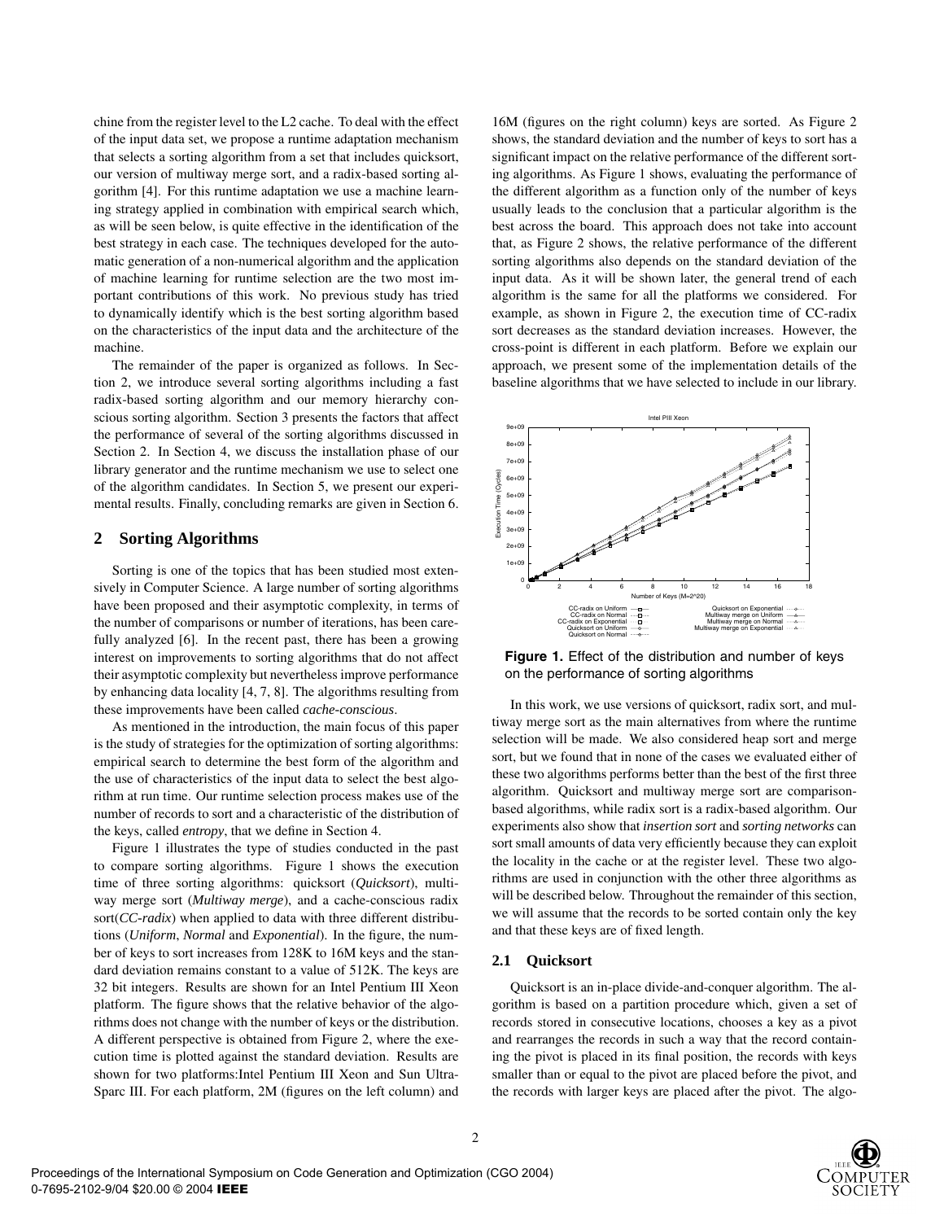chine from the register level to the L2 cache. To deal with the effect of the input data set, we propose a runtime adaptation mechanism that selects a sorting algorithm from a set that includes quicksort, our version of multiway merge sort, and a radix-based sorting algorithm [4]. For this runtime adaptation we use a machine learning strategy applied in combination with empirical search which, as will be seen below, is quite effective in the identification of the best strategy in each case. The techniques developed for the automatic generation of a non-numerical algorithm and the application of machine learning for runtime selection are the two most important contributions of this work. No previous study has tried to dynamically identify which is the best sorting algorithm based on the characteristics of the input data and the architecture of the machine.

The remainder of the paper is organized as follows. In Section 2, we introduce several sorting algorithms including a fast radix-based sorting algorithm and our memory hierarchy conscious sorting algorithm. Section 3 presents the factors that affect the performance of several of the sorting algorithms discussed in Section 2. In Section 4, we discuss the installation phase of our library generator and the runtime mechanism we use to select one of the algorithm candidates. In Section 5, we present our experimental results. Finally, concluding remarks are given in Section 6.

## 2 Sorting Algorithms

Sorting is one of the topics that has been studied most extensively in Computer Science. A large number of sorting algorithms have been proposed and their asymptotic complexity, in terms of the number of comparisons or number of iterations, has been carefully analyzed [6]. In the recent past, there has been a growing interest on improvements to sorting algorithms that do not affect their asymptotic complexity but nevertheless improve performance by enhancing data locality [4, 7, 8]. The algorithms resulting from these improvements have been called *cache-conscious*.

As mentioned in the introduction, the main focus of this paper is the study of strategies for the optimization of sorting algorithms: empirical search to determine the best form of the algorithm and the use of characteristics of the input data to select the best algorithm at run time. Our runtime selection process makes use of the number of records to sort and a characteristic of the distribution of the keys, called *entropy*, that we define in Section 4.

Figure 1 illustrates the type of studies conducted in the past to compare sorting algorithms. Figure 1 shows the execution time of three sorting algorithms: quicksort (*Quicksort*), multiway merge sort (*Multiway merge*), and a cache-conscious radix sort(*CC-radix*) when applied to data with three different distributions (*Uniform*, *Normal* and *Exponential*). In the figure, the number of keys to sort increases from 128K to 16M keys and the standard deviation remains constant to a value of 512K. The keys are 32 bit integers. Results are shown for an Intel Pentium III Xeon platform. The figure shows that the relative behavior of the algorithms does not change with the number of keys or the distribution. A different perspective is obtained from Figure 2, where the execution time is plotted against the standard deviation. Results are shown for two platforms:Intel Pentium III Xeon and Sun UltraSparc III. For each platform, 2M (figures on the left column) and 16M (figures on the right column) keys are sorted. As Figure 2 shows, the standard deviation and the number of keys to sort has a significant impact on the relative performance of the different sorting algorithms. As Figure 1 shows, evaluating the performance of the different algorithm as a function only of the number of keys usually leads to the conclusion that a particular algorithm is the best across the board. This approach does not take into account that, as Figure 2 shows, the relative performance of the different sorting algorithms also depends on the standard deviation of the input data. As it will be shown later, the general trend of each algorithm is the same for all the platforms we considered. For example, as shown in Figure 2, the execution time of CC-radix sort decreases as the standard deviation increases. However, the cross-point is different in each platform. Before we explain our approach, we present some of the implementation details of the baseline algorithms that we have selected to include in our library.

**Figure 1.** Effect of the distribution and number of keys on the performance of sorting algorithms

In this work, we use versions of quicksort, radix sort, and multiway merge sort as the main alternatives from where the runtime selection will be made. We also considered heap sort and merge sort, but we found that in none of the cases we evaluated either of these two algorithms performs better than the best of the first three algorithm. Quicksort and multiway merge sort are comparison-based algorithms, while radix sort is a radix-based algorithm. Our experiments also show that *insertion sort* and *sorting networks* can sort small amounts of data very efficiently because they can exploit the locality in the cache or at the register level. These two algorithms are used in conjunction with the other three algorithms as will be described below. Throughout the remainder of this section, we will assume that the records to be sorted contain only the key and that these keys are of fixed length.

### 2.1 Quicksort

Quicksort is an in-place divide-and-conquer algorithm. The algorithm is based on a partition procedure which, given a set of records stored in consecutive locations, chooses a key as a pivot and rearranges the records in such a way that the record containing the pivot is placed in its final position, the records with keys smaller than or equal to the pivot are placed before the pivot, and the records with larger keys are placed after the pivot. The algo-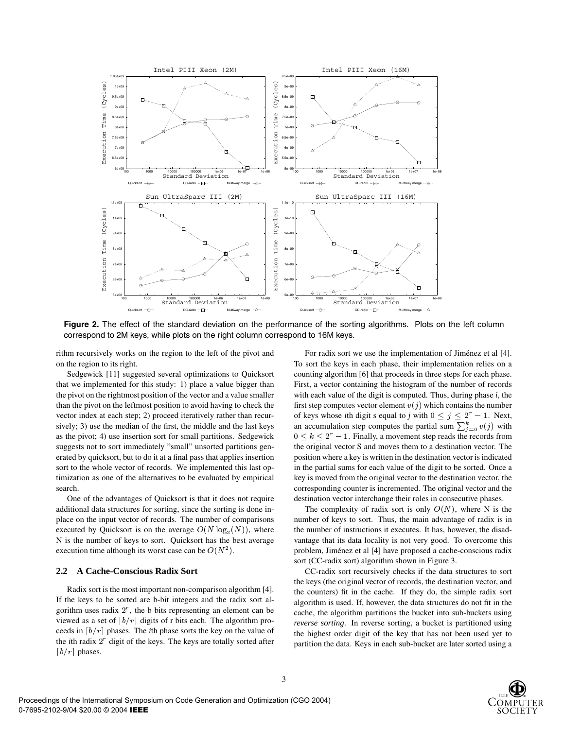**Figure 2.** The effect of the standard deviation on the performance of the sorting algorithms. Plots on the left column correspond to 2M keys, while plots on the right column correspond to 16M keys.

rithm recursively works on the region to the left of the pivot and on the region to its right.

Sedgewick [11] suggested several optimizations to Quicksort that we implemented for this study: 1) place a value bigger than the pivot on the rightmost position of the vector and a value smaller than the pivot on the leftmost position to avoid having to check the vector index at each step; 2) proceed iteratively rather than recursively; 3) use the median of the first, the middle and the last keys as the pivot; 4) use insertion sort for small partitions. Sedgewick suggests not to sort immediately "small" unsorted partitions generated by quicksort, but to do it at a final pass that applies insertion sort to the whole vector of records. We implemented this last optimization as one of the alternatives to be evaluated by empirical search.

One of the advantages of Quicksort is that it does not require additional data structures for sorting, since the sorting is done in-place on the input vector of records. The number of comparisons executed by Quicksort is on the average $O(N \log_2(N))$, where N is the number of keys to sort. Quicksort has the best average execution time although its worst case can be $O(N^2)$.

### 2.2 A Cache-Conscious Radix Sort

Radix sort is the most important non-comparison algorithm [4]. If the keys to be sorted are b-bit integers and the radix sort algorithm uses radix $2^r$, the b bits representing an element can be viewed as a set of $\lceil b/r \rceil$ digits of r bits each. The algorithm proceeds in $\lceil b/r \rceil$ phases. The *i*th phase sorts the key on the value of the *i*th radix $2^r$ digit of the keys. The keys are totally sorted after $\lceil b/r \rceil$ phases.

For radix sort we use the implementation of Jiménez et al [4]. To sort the keys in each phase, their implementation relies on a counting algorithm [6] that proceeds in three steps for each phase. First, a vector containing the histogram of the number of records with each value of the digit is computed. Thus, during phase *i*, the first step computes vector element $v(j)$ which contains the number of keys whose *i*th digit s equal to *j* with $0 \leq j \leq 2^r - 1$. Next, an accumulation step computes the partial sum $\sum_{j=0}^{k} v(j)$ with $0 \leq k \leq 2^r - 1$. Finally, a movement step reads the records from the original vector S and moves them to a destination vector. The position where a key is written in the destination vector is indicated in the partial sums for each value of the digit to be sorted. Once a key is moved from the original vector to the destination vector, the corresponding counter is incremented. The original vector and the destination vector interchange their roles in consecutive phases.

The complexity of radix sort is only $O(N)$, where N is the number of keys to sort. Thus, the main advantage of radix is in the number of instructions it executes. It has, however, the disadvantage that its data locality is not very good. To overcome this problem, Jiménez et al [4] have proposed a cache-conscious radix sort (CC-radix sort) algorithm shown in Figure 3.

CC-radix sort recursively checks if the data structures to sort the keys (the original vector of records, the destination vector, and the counters) fit in the cache. If they do, the simple radix sort algorithm is used. If, however, the data structures do not fit in the cache, the algorithm partitions the bucket into sub-buckets using *reverse sorting*. In reverse sorting, a bucket is partitioned using the highest order digit of the key that has not been used yet to partition the data. Keys in each sub-bucket are later sorted using a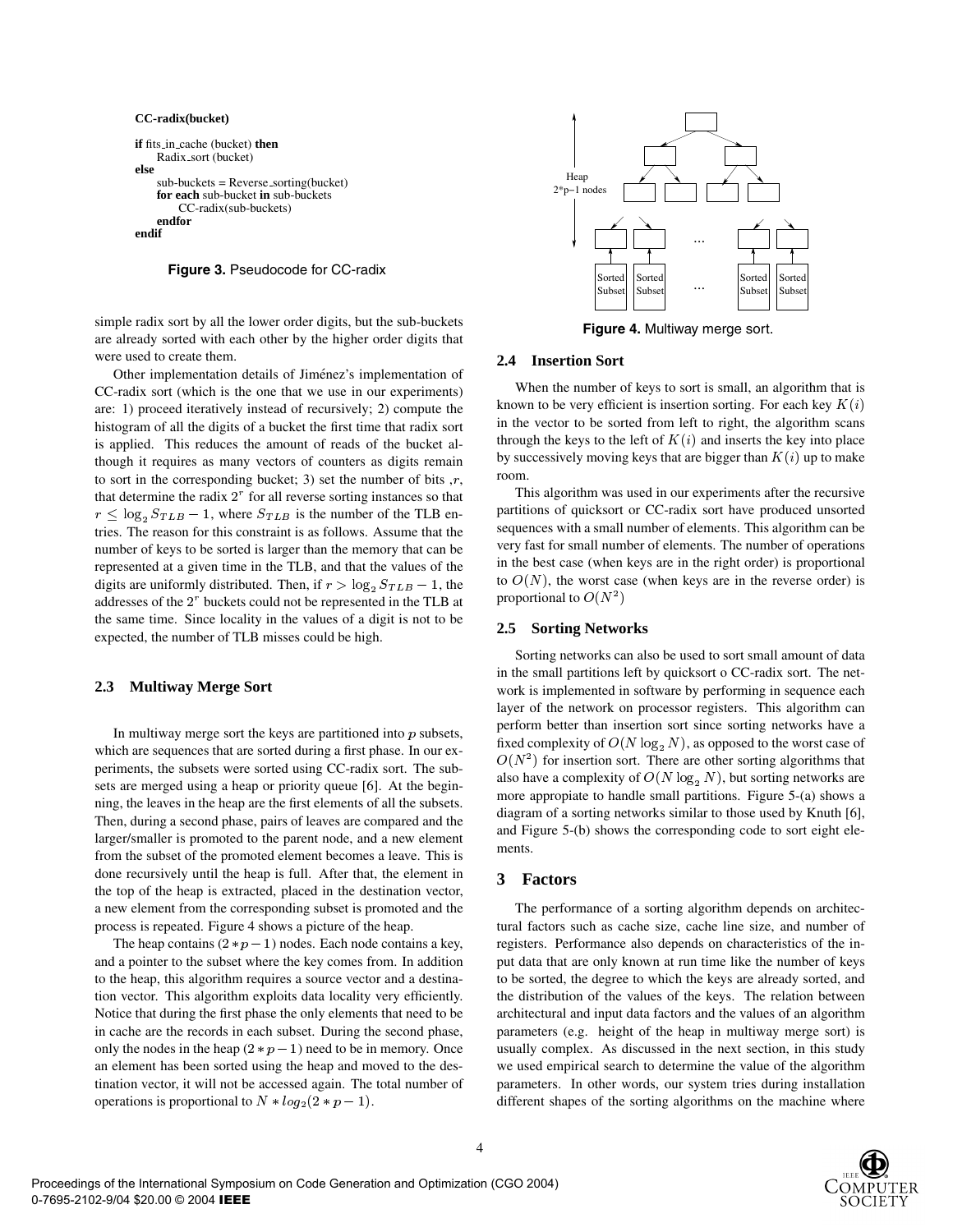```
CC-radix(bucket)

if fits_in_cache (bucket) then
    Radix_sort (bucket)
else
    sub-buckets = Reverse_sorting(bucket)
    for each sub-bucket in sub-buckets
        CC-radix(sub-buckets)
    endfor
endif
```

**Figure 3.** Pseudocode for CC-radix

simple radix sort by all the lower order digits, but the sub-buckets are already sorted with each other by the higher order digits that were used to create them.

Other implementation details of Jiménez's implementation of CC-radix sort (which is the one that we use in our experiments) are: 1) proceed iteratively instead of recursively; 2) compute the histogram of all the digits of a bucket the first time that radix sort is applied. This reduces the amount of reads of the bucket although it requires as many vectors of counters as digits remain to sort in the corresponding bucket; 3) set the number of bits ,$r$, that determine the radix $2^r$ for all reverse sorting instances so that $r \leq \log_2 S_{TLB} - 1$, where $S_{TLB}$ is the number of the TLB entries. The reason for this constraint is as follows. Assume that the number of keys to be sorted is larger than the memory that can be represented at a given time in the TLB, and that the values of the digits are uniformly distributed. Then, if $r > \log_2 S_{TLB} - 1$, the addresses of the $2^r$ buckets could not be represented in the TLB at the same time. Since locality in the values of a digit is not to be expected, the number of TLB misses could be high.

## 2.3 Multiway Merge Sort

In multiway merge sort the keys are partitioned into $p$ subsets, which are sequences that are sorted during a first phase. In our experiments, the subsets were sorted using CC-radix sort. The subsets are merged using a heap or priority queue [6]. At the beginning, the leaves in the heap are the first elements of all the subsets. Then, during a second phase, pairs of leaves are compared and the larger/smaller is promoted to the parent node, and a new element from the subset of the promoted element becomes a leave. This is done recursively until the heap is full. After that, the element in the top of the heap is extracted, placed in the destination vector, a new element from the corresponding subset is promoted and the process is repeated. Figure 4 shows a picture of the heap.

The heap contains $(2*p-1)$ nodes. Each node contains a key, and a pointer to the subset where the key comes from. In addition to the heap, this algorithm requires a source vector and a destination vector. This algorithm exploits data locality very efficiently. Notice that during the first phase the only elements that need to be in cache are the records in each subset. During the second phase, only the nodes in the heap $(2*p-1)$ need to be in memory. Once an element has been sorted using the heap and moved to the destination vector, it will not be accessed again. The total number of operations is proportional to $N * log_2(2*p-1)$.

Heap 2*p−1 nodes … Sorted Subset Sorted Subset … Sorted Subset Sorted Subset

**Figure 4.** Multiway merge sort.

## 2.4 Insertion Sort

When the number of keys to sort is small, an algorithm that is known to be very efficient is insertion sorting. For each key $K(i)$ in the vector to be sorted from left to right, the algorithm scans through the keys to the left of $K(i)$ and inserts the key into place by successively moving keys that are bigger than $K(i)$ up to make room.

This algorithm was used in our experiments after the recursive partitions of quicksort or CC-radix sort have produced unsorted sequences with a small number of elements. This algorithm can be very fast for small number of elements. The number of operations in the best case (when keys are in the right order) is proportional to $O(N)$, the worst case (when keys are in the reverse order) is proportional to $O(N^2)$

## 2.5 Sorting Networks

Sorting networks can also be used to sort small amount of data in the small partitions left by quicksort o CC-radix sort. The network is implemented in software by performing in sequence each layer of the network on processor registers. This algorithm can perform better than insertion sort since sorting networks have a fixed complexity of $O(N \log_2 N)$, as opposed to the worst case of $O(N^2)$ for insertion sort. There are other sorting algorithms that also have a complexity of $O(N \log_2 N)$, but sorting networks are more appropiate to handle small partitions. Figure 5-(a) shows a diagram of a sorting networks similar to those used by Knuth [6], and Figure 5-(b) shows the corresponding code to sort eight elements.

# 3 Factors

The performance of a sorting algorithm depends on architectural factors such as cache size, cache line size, and number of registers. Performance also depends on characteristics of the input data that are only known at run time like the number of keys to be sorted, the degree to which the keys are already sorted, and the distribution of the values of the keys. The relation between architectural and input data factors and the values of an algorithm parameters (e.g. height of the heap in multiway merge sort) is usually complex. As discussed in the next section, in this study we used empirical search to determine the value of the algorithm parameters. In other words, our system tries during installation different shapes of the sorting algorithms on the machine where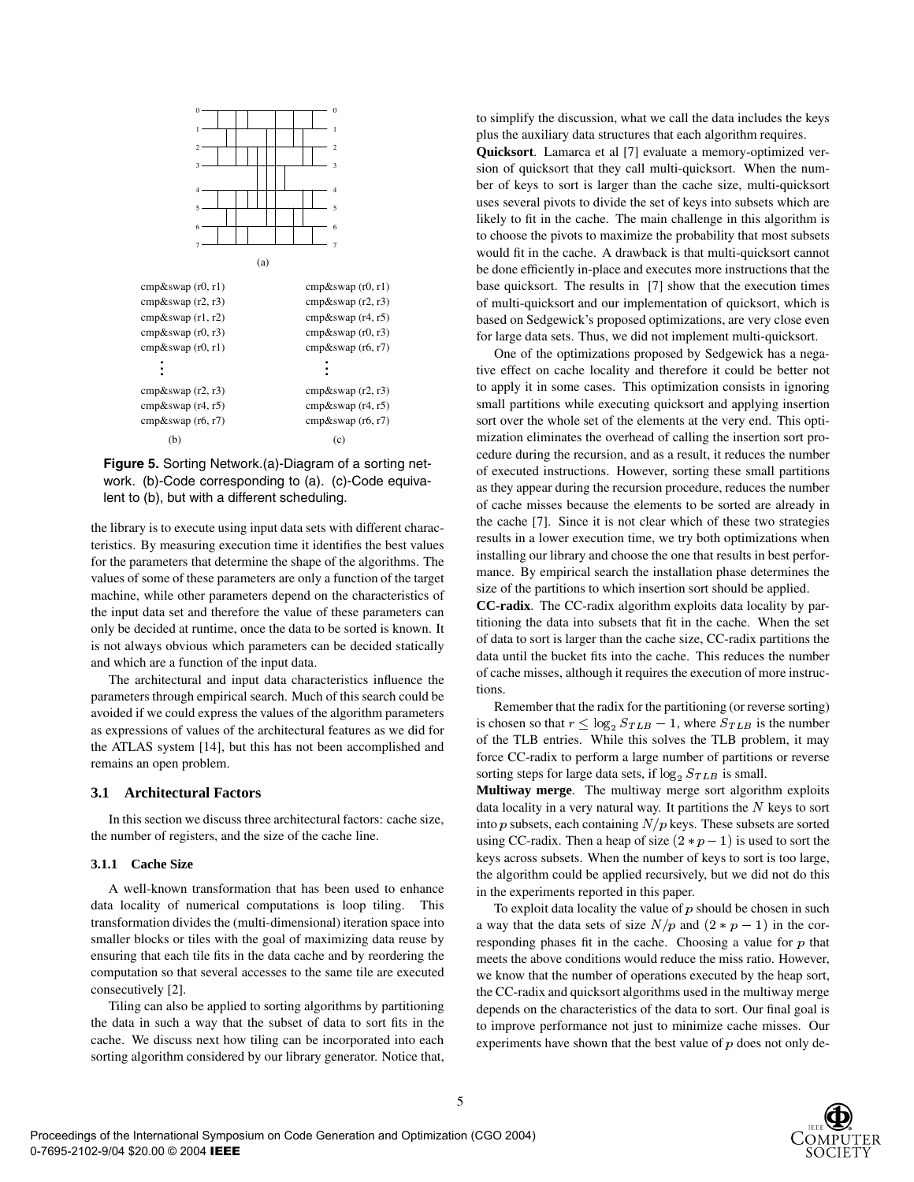(a)

```
cmp&swap (r0, r1)
cmp&swap (r2, r3)
cmp&swap (r1, r2)
cmp&swap (r0, r3)
cmp&swap (r0, r1)
    ⋮
cmp&swap (r2, r3)
cmp&swap (r4, r5)
cmp&swap (r6, r7)
```

(b)

```
cmp&swap (r0, r1)
cmp&swap (r2, r3)
cmp&swap (r4, r5)
cmp&swap (r0, r3)
cmp&swap (r6, r7)
    ⋮
cmp&swap (r2, r3)
cmp&swap (r4, r5)
cmp&swap (r6, r7)
```

(c)

**Figure 5.** Sorting Network.(a)-Diagram of a sorting network. (b)-Code corresponding to (a). (c)-Code equivalent to (b), but with a different scheduling.

the library is to execute using input data sets with different characteristics. By measuring execution time it identifies the best values for the parameters that determine the shape of the algorithms. The values of some of these parameters are only a function of the target machine, while other parameters depend on the characteristics of the input data set and therefore the value of these parameters can only be decided at runtime, once the data to be sorted is known. It is not always obvious which parameters can be decided statically and which are a function of the input data.

The architectural and input data characteristics influence the parameters through empirical search. Much of this search could be avoided if we could express the values of the algorithm parameters as expressions of values of the architectural features as we did for the ATLAS system [14], but this has not been accomplished and remains an open problem.

### 3.1 Architectural Factors

In this section we discuss three architectural factors: cache size, the number of registers, and the size of the cache line.

#### 3.1.1 Cache Size

A well-known transformation that has been used to enhance data locality of numerical computations is loop tiling. This transformation divides the (multi-dimensional) iteration space into smaller blocks or tiles with the goal of maximizing data reuse by ensuring that each tile fits in the data cache and by reordering the computation so that several accesses to the same tile are executed consecutively [2].

Tiling can also be applied to sorting algorithms by partitioning the data in such a way that the subset of data to sort fits in the cache. We discuss next how tiling can be incorporated into each sorting algorithm considered by our library generator. Notice that, to simplify the discussion, what we call the data includes the keys plus the auxiliary data structures that each algorithm requires.

**Quicksort**. Lamarca et al [7] evaluate a memory-optimized version of quicksort that they call multi-quicksort. When the number of keys to sort is larger than the cache size, multi-quicksort uses several pivots to divide the set of keys into subsets which are likely to fit in the cache. The main challenge in this algorithm is to choose the pivots to maximize the probability that most subsets would fit in the cache. A drawback is that multi-quicksort cannot be done efficiently in-place and executes more instructions that the base quicksort. The results in [7] show that the execution times of multi-quicksort and our implementation of quicksort, which is based on Sedgewick's proposed optimizations, are very close even for large data sets. Thus, we did not implement multi-quicksort.

One of the optimizations proposed by Sedgewick has a negative effect on cache locality and therefore it could be better not to apply it in some cases. This optimization consists in ignoring small partitions while executing quicksort and applying insertion sort over the whole set of the elements at the very end. This optimization eliminates the overhead of calling the insertion sort procedure during the recursion, and as a result, it reduces the number of executed instructions. However, sorting these small partitions as they appear during the recursion procedure, reduces the number of cache misses because the elements to be sorted are already in the cache [7]. Since it is not clear which of these two strategies results in a lower execution time, we try both optimizations when installing our library and choose the one that results in best performance. By empirical search the installation phase determines the size of the partitions to which insertion sort should be applied.

**CC-radix**. The CC-radix algorithm exploits data locality by partitioning the data into subsets that fit in the cache. When the set of data to sort is larger than the cache size, CC-radix partitions the data until the bucket fits into the cache. This reduces the number of cache misses, although it requires the execution of more instructions.

Remember that the radix for the partitioning (or reverse sorting) is chosen so that $r \leq \log_2 S_{TLB} - 1$, where $S_{TLB}$ is the number of the TLB entries. While this solves the TLB problem, it may force CC-radix to perform a large number of partitions or reverse sorting steps for large data sets, if $\log_2 S_{TLB}$ is small.

**Multiway merge**. The multiway merge sort algorithm exploits data locality in a very natural way. It partitions the $N$ keys to sort into $p$ subsets, each containing $N/p$ keys. These subsets are sorted using CC-radix. Then a heap of size $(2 * p - 1)$ is used to sort the keys across subsets. When the number of keys to sort is too large, the algorithm could be applied recursively, but we did not do this in the experiments reported in this paper.

To exploit data locality the value of $p$ should be chosen in such a way that the data sets of size $N/p$ and $(2 * p - 1)$ in the corresponding phases fit in the cache. Choosing a value for $p$ that meets the above conditions would reduce the miss ratio. However, we know that the number of operations executed by the heap sort, the CC-radix and quicksort algorithms used in the multiway merge depends on the characteristics of the data to sort. Our final goal is to improve performance not just to minimize cache misses. Our experiments have shown that the best value of $p$ does not only de-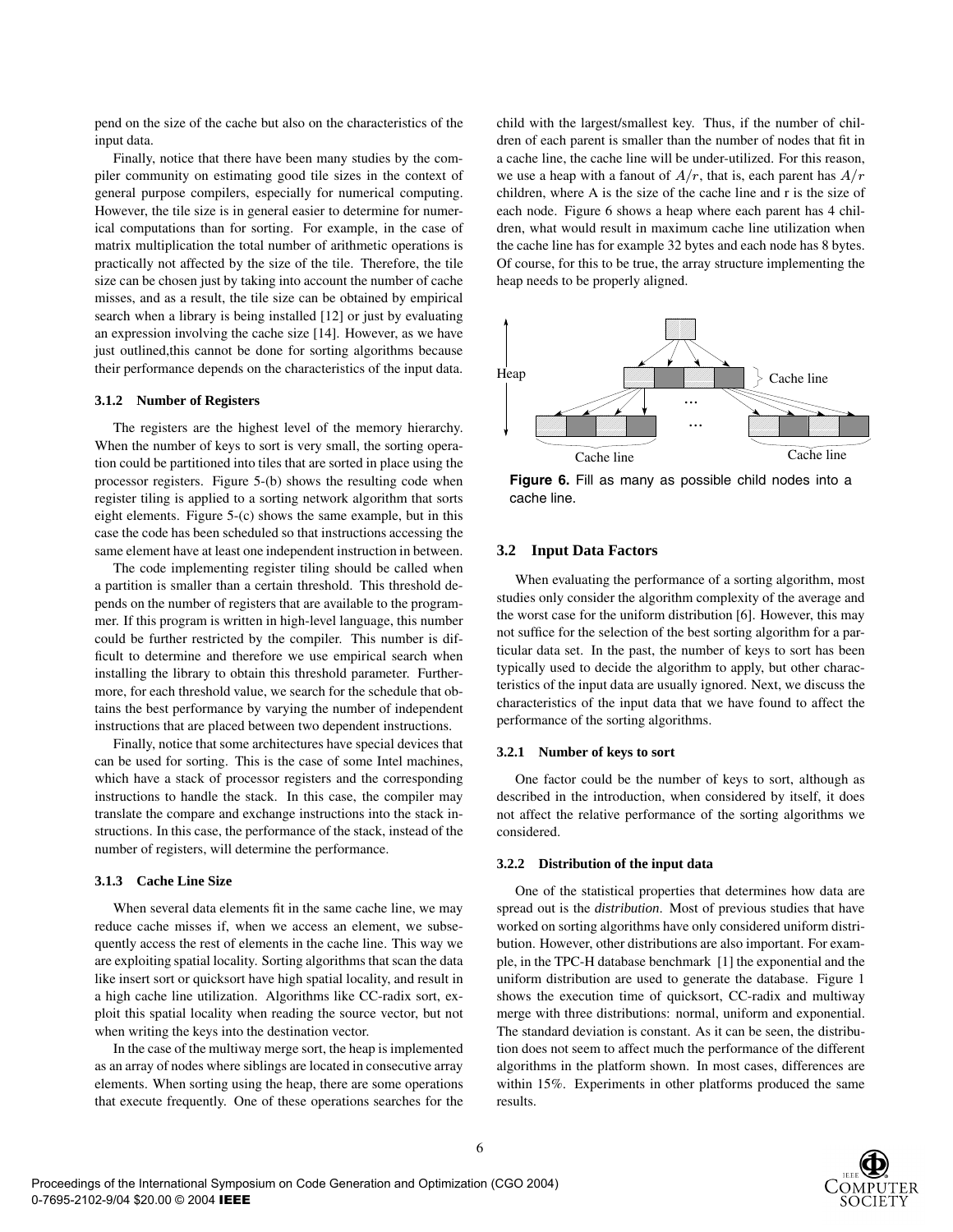pend on the size of the cache but also on the characteristics of the input data.

Finally, notice that there have been many studies by the compiler community on estimating good tile sizes in the context of general purpose compilers, especially for numerical computing. However, the tile size is in general easier to determine for numerical computations than for sorting. For example, in the case of matrix multiplication the total number of arithmetic operations is practically not affected by the size of the tile. Therefore, the tile size can be chosen just by taking into account the number of cache misses, and as a result, the tile size can be obtained by empirical search when a library is being installed [12] or just by evaluating an expression involving the cache size [14]. However, as we have just outlined,this cannot be done for sorting algorithms because their performance depends on the characteristics of the input data.

#### 3.1.2 Number of Registers

The registers are the highest level of the memory hierarchy. When the number of keys to sort is very small, the sorting operation could be partitioned into tiles that are sorted in place using the processor registers. Figure 5-(b) shows the resulting code when register tiling is applied to a sorting network algorithm that sorts eight elements. Figure 5-(c) shows the same example, but in this case the code has been scheduled so that instructions accessing the same element have at least one independent instruction in between.

The code implementing register tiling should be called when a partition is smaller than a certain threshold. This threshold depends on the number of registers that are available to the programmer. If this program is written in high-level language, this number could be further restricted by the compiler. This number is difficult to determine and therefore we use empirical search when installing the library to obtain this threshold parameter. Furthermore, for each threshold value, we search for the schedule that obtains the best performance by varying the number of independent instructions that are placed between two dependent instructions.

Finally, notice that some architectures have special devices that can be used for sorting. This is the case of some Intel machines, which have a stack of processor registers and the corresponding instructions to handle the stack. In this case, the compiler may translate the compare and exchange instructions into the stack instructions. In this case, the performance of the stack, instead of the number of registers, will determine the performance.

#### 3.1.3 Cache Line Size

When several data elements fit in the same cache line, we may reduce cache misses if, when we access an element, we subsequently access the rest of elements in the cache line. This way we are exploiting spatial locality. Sorting algorithms that scan the data like insert sort or quicksort have high spatial locality, and result in a high cache line utilization. Algorithms like CC-radix sort, exploit this spatial locality when reading the source vector, but not when writing the keys into the destination vector.

In the case of the multiway merge sort, the heap is implemented as an array of nodes where siblings are located in consecutive array elements. When sorting using the heap, there are some operations that execute frequently. One of these operations searches for the child with the largest/smallest key. Thus, if the number of children of each parent is smaller than the number of nodes that fit in a cache line, the cache line will be under-utilized. For this reason, we use a heap with a fanout of $A/r$, that is, each parent has $A/r$ children, where A is the size of the cache line and r is the size of each node. Figure 6 shows a heap where each parent has 4 children, what would result in maximum cache line utilization when the cache line has for example 32 bytes and each node has 8 bytes. Of course, for this to be true, the array structure implementing the heap needs to be properly aligned.

Heap

Cache line

...

...

Cache line

Cache line

**Figure 6.** Fill as many as possible child nodes into a cache line.

### 3.2 Input Data Factors

When evaluating the performance of a sorting algorithm, most studies only consider the algorithm complexity of the average and the worst case for the uniform distribution [6]. However, this may not suffice for the selection of the best sorting algorithm for a particular data set. In the past, the number of keys to sort has been typically used to decide the algorithm to apply, but other characteristics of the input data are usually ignored. Next, we discuss the characteristics of the input data that we have found to affect the performance of the sorting algorithms.

#### 3.2.1 Number of keys to sort

One factor could be the number of keys to sort, although as described in the introduction, when considered by itself, it does not affect the relative performance of the sorting algorithms we considered.

#### 3.2.2 Distribution of the input data

One of the statistical properties that determines how data are spread out is the *distribution*. Most of previous studies that have worked on sorting algorithms have only considered uniform distribution. However, other distributions are also important. For example, in the TPC-H database benchmark [1] the exponential and the uniform distribution are used to generate the database. Figure 1 shows the execution time of quicksort, CC-radix and multiway merge with three distributions: normal, uniform and exponential. The standard deviation is constant. As it can be seen, the distribution does not seem to affect much the performance of the different algorithms in the platform shown. In most cases, differences are within 15%. Experiments in other platforms produced the same results.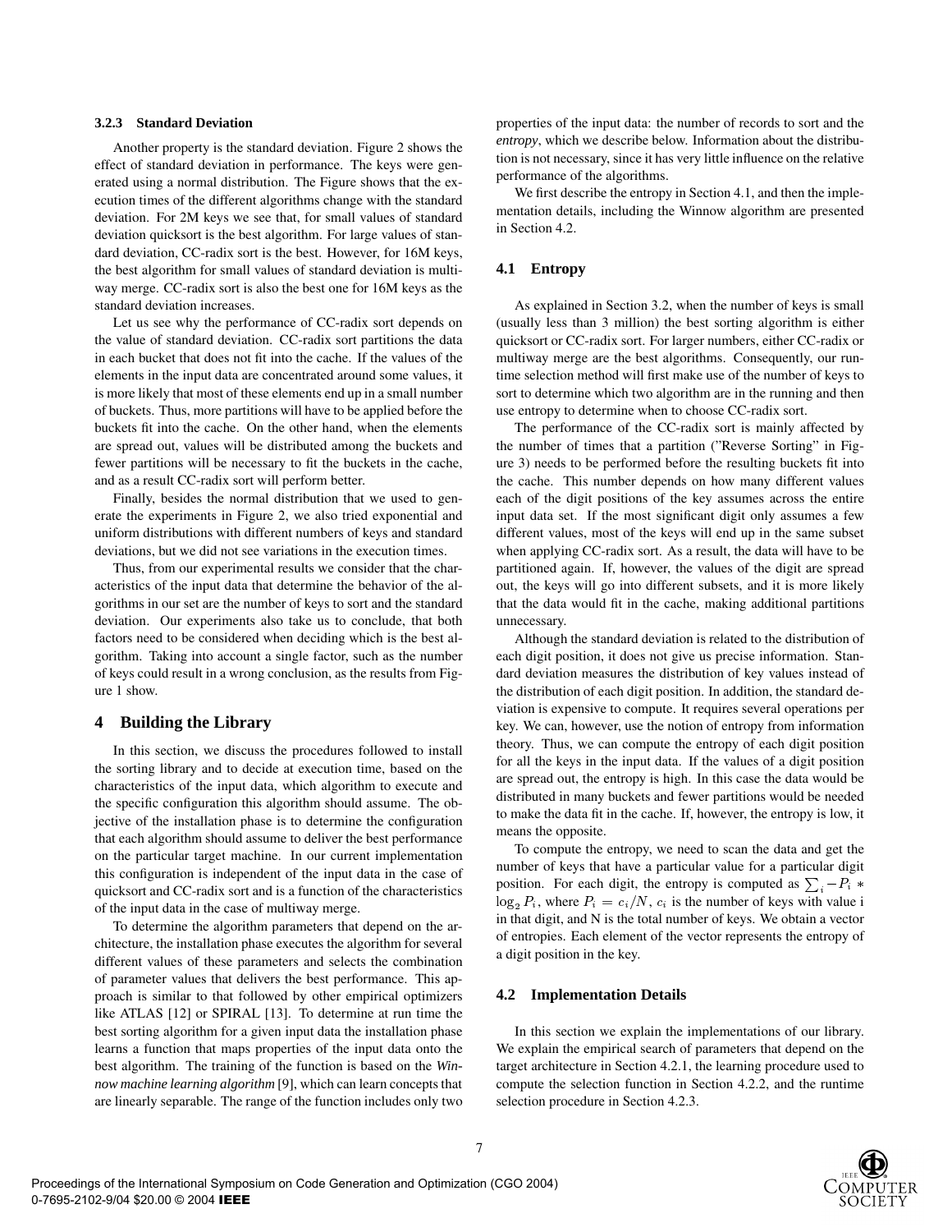#### 3.2.3 Standard Deviation

Another property is the standard deviation. Figure 2 shows the effect of standard deviation in performance. The keys were generated using a normal distribution. The Figure shows that the execution times of the different algorithms change with the standard deviation. For 2M keys we see that, for small values of standard deviation quicksort is the best algorithm. For large values of standard deviation, CC-radix sort is the best. However, for 16M keys, the best algorithm for small values of standard deviation is multiway merge. CC-radix sort is also the best one for 16M keys as the standard deviation increases.

Let us see why the performance of CC-radix sort depends on the value of standard deviation. CC-radix sort partitions the data in each bucket that does not fit into the cache. If the values of the elements in the input data are concentrated around some values, it is more likely that most of these elements end up in a small number of buckets. Thus, more partitions will have to be applied before the buckets fit into the cache. On the other hand, when the elements are spread out, values will be distributed among the buckets and fewer partitions will be necessary to fit the buckets in the cache, and as a result CC-radix sort will perform better.

Finally, besides the normal distribution that we used to generate the experiments in Figure 2, we also tried exponential and uniform distributions with different numbers of keys and standard deviations, but we did not see variations in the execution times.

Thus, from our experimental results we consider that the characteristics of the input data that determine the behavior of the algorithms in our set are the number of keys to sort and the standard deviation. Our experiments also take us to conclude, that both factors need to be considered when deciding which is the best algorithm. Taking into account a single factor, such as the number of keys could result in a wrong conclusion, as the results from Figure 1 show.

## 4 Building the Library

In this section, we discuss the procedures followed to install the sorting library and to decide at execution time, based on the characteristics of the input data, which algorithm to execute and the specific configuration this algorithm should assume. The objective of the installation phase is to determine the configuration that each algorithm should assume to deliver the best performance on the particular target machine. In our current implementation this configuration is independent of the input data in the case of quicksort and CC-radix sort and is a function of the characteristics of the input data in the case of multiway merge.

To determine the algorithm parameters that depend on the architecture, the installation phase executes the algorithm for several different values of these parameters and selects the combination of parameter values that delivers the best performance. This approach is similar to that followed by other empirical optimizers like ATLAS [12] or SPIRAL [13]. To determine at run time the best sorting algorithm for a given input data the installation phase learns a function that maps properties of the input data onto the best algorithm. The training of the function is based on the *Winnow machine learning algorithm* [9], which can learn concepts that are linearly separable. The range of the function includes only two properties of the input data: the number of records to sort and the *entropy*, which we describe below. Information about the distribution is not necessary, since it has very little influence on the relative performance of the algorithms.

We first describe the entropy in Section 4.1, and then the implementation details, including the Winnow algorithm are presented in Section 4.2.

### 4.1 Entropy

As explained in Section 3.2, when the number of keys is small (usually less than 3 million) the best sorting algorithm is either quicksort or CC-radix sort. For larger numbers, either CC-radix or multiway merge are the best algorithms. Consequently, our runtime selection method will first make use of the number of keys to sort to determine which two algorithm are in the running and then use entropy to determine when to choose CC-radix sort.

The performance of the CC-radix sort is mainly affected by the number of times that a partition ("Reverse Sorting" in Figure 3) needs to be performed before the resulting buckets fit into the cache. This number depends on how many different values each of the digit positions of the key assumes across the entire input data set. If the most significant digit only assumes a few different values, most of the keys will end up in the same subset when applying CC-radix sort. As a result, the data will have to be partitioned again. If, however, the values of the digit are spread out, the keys will go into different subsets, and it is more likely that the data would fit in the cache, making additional partitions unnecessary.

Although the standard deviation is related to the distribution of each digit position, it does not give us precise information. Standard deviation measures the distribution of key values instead of the distribution of each digit position. In addition, the standard deviation is expensive to compute. It requires several operations per key. We can, however, use the notion of entropy from information theory. Thus, we can compute the entropy of each digit position for all the keys in the input data. If the values of a digit position are spread out, the entropy is high. In this case the data would be distributed in many buckets and fewer partitions would be needed to make the data fit in the cache. If, however, the entropy is low, it means the opposite.

To compute the entropy, we need to scan the data and get the number of keys that have a particular value for a particular digit position. For each digit, the entropy is computed as $\sum_i -P_i * \log_2 P_i$, where $P_i = c_i/N$, $c_i$ is the number of keys with value i in that digit, and N is the total number of keys. We obtain a vector of entropies. Each element of the vector represents the entropy of a digit position in the key.

### 4.2 Implementation Details

In this section we explain the implementations of our library. We explain the empirical search of parameters that depend on the target architecture in Section 4.2.1, the learning procedure used to compute the selection function in Section 4.2.2, and the runtime selection procedure in Section 4.2.3.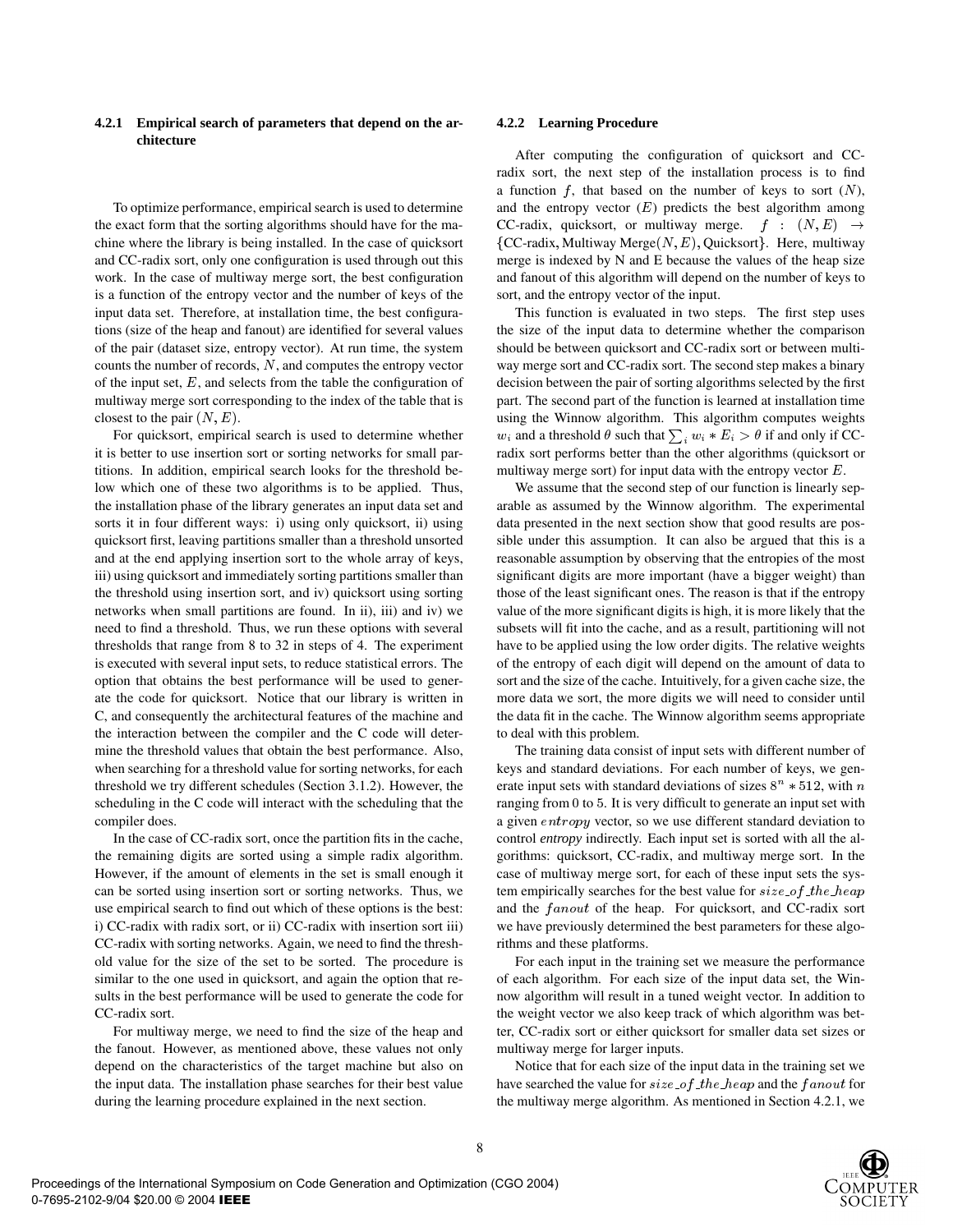### 4.2.1 Empirical search of parameters that depend on the architecture

To optimize performance, empirical search is used to determine the exact form that the sorting algorithms should have for the machine where the library is being installed. In the case of quicksort and CC-radix sort, only one configuration is used through out this work. In the case of multiway merge sort, the best configuration is a function of the entropy vector and the number of keys of the input data set. Therefore, at installation time, the best configurations (size of the heap and fanout) are identified for several values of the pair (dataset size, entropy vector). At run time, the system counts the number of records, $N$, and computes the entropy vector of the input set, $E$, and selects from the table the configuration of multiway merge sort corresponding to the index of the table that is closest to the pair $(N, E)$.

For quicksort, empirical search is used to determine whether it is better to use insertion sort or sorting networks for small partitions. In addition, empirical search looks for the threshold below which one of these two algorithms is to be applied. Thus, the installation phase of the library generates an input data set and sorts it in four different ways: i) using only quicksort, ii) using quicksort first, leaving partitions smaller than a threshold unsorted and at the end applying insertion sort to the whole array of keys, iii) using quicksort and immediately sorting partitions smaller than the threshold using insertion sort, and iv) quicksort using sorting networks when small partitions are found. In ii), iii) and iv) we need to find a threshold. Thus, we run these options with several thresholds that range from 8 to 32 in steps of 4. The experiment is executed with several input sets, to reduce statistical errors. The option that obtains the best performance will be used to generate the code for quicksort. Notice that our library is written in C, and consequently the architectural features of the machine and the interaction between the compiler and the C code will determine the threshold values that obtain the best performance. Also, when searching for a threshold value for sorting networks, for each threshold we try different schedules (Section 3.1.2). However, the scheduling in the C code will interact with the scheduling that the compiler does.

In the case of CC-radix sort, once the partition fits in the cache, the remaining digits are sorted using a simple radix algorithm. However, if the amount of elements in the set is small enough it can be sorted using insertion sort or sorting networks. Thus, we use empirical search to find out which of these options is the best: i) CC-radix with radix sort, or ii) CC-radix with insertion sort iii) CC-radix with sorting networks. Again, we need to find the threshold value for the size of the set to be sorted. The procedure is similar to the one used in quicksort, and again the option that results in the best performance will be used to generate the code for CC-radix sort.

For multiway merge, we need to find the size of the heap and the fanout. However, as mentioned above, these values not only depend on the characteristics of the target machine but also on the input data. The installation phase searches for their best value during the learning procedure explained in the next section.

### 4.2.2 Learning Procedure

After computing the configuration of quicksort and CC-radix sort, the next step of the installation process is to find a function $f$, that based on the number of keys to sort ($N$), and the entropy vector ($E$) predicts the best algorithm among CC-radix, quicksort, or multiway merge. $f : (N, E) \rightarrow \{\text{CC-radix}, \text{Multiway Merge}(N, E), \text{Quicksort}\}$. Here, multiway merge is indexed by N and E because the values of the heap size and fanout of this algorithm will depend on the number of keys to sort, and the entropy vector of the input.

This function is evaluated in two steps. The first step uses the size of the input data to determine whether the comparison should be between quicksort and CC-radix sort or between multiway merge sort and CC-radix sort. The second step makes a binary decision between the pair of sorting algorithms selected by the first part. The second part of the function is learned at installation time using the Winnow algorithm. This algorithm computes weights $w_i$ and a threshold $\theta$ such that $\sum_i w_i * E_i > \theta$ if and only if CC-radix sort performs better than the other algorithms (quicksort or multiway merge sort) for input data with the entropy vector $E$.

We assume that the second step of our function is linearly separable as assumed by the Winnow algorithm. The experimental data presented in the next section show that good results are possible under this assumption. It can also be argued that this is a reasonable assumption by observing that the entropies of the most significant digits are more important (have a bigger weight) than those of the least significant ones. The reason is that if the entropy value of the more significant digits is high, it is more likely that the subsets will fit into the cache, and as a result, partitioning will not have to be applied using the low order digits. The relative weights of the entropy of each digit will depend on the amount of data to sort and the size of the cache. Intuitively, for a given cache size, the more data we sort, the more digits we will need to consider until the data fit in the cache. The Winnow algorithm seems appropriate to deal with this problem.

The training data consist of input sets with different number of keys and standard deviations. For each number of keys, we generate input sets with standard deviations of sizes $8^n * 512$, with $n$ ranging from 0 to 5. It is very difficult to generate an input set with a given $entropy$ vector, so we use different standard deviation to control *entropy* indirectly. Each input set is sorted with all the algorithms: quicksort, CC-radix, and multiway merge sort. In the case of multiway merge sort, for each of these input sets the system empirically searches for the best value for $size\_of\_the\_heap$ and the $fanout$ of the heap. For quicksort, and CC-radix sort we have previously determined the best parameters for these algorithms and these platforms.

For each input in the training set we measure the performance of each algorithm. For each size of the input data set, the Winnow algorithm will result in a tuned weight vector. In addition to the weight vector we also keep track of which algorithm was better, CC-radix sort or either quicksort for smaller data set sizes or multiway merge for larger inputs.

Notice that for each size of the input data in the training set we have searched the value for $size\_of\_the\_heap$ and the $fanout$ for the multiway merge algorithm. As mentioned in Section 4.2.1, we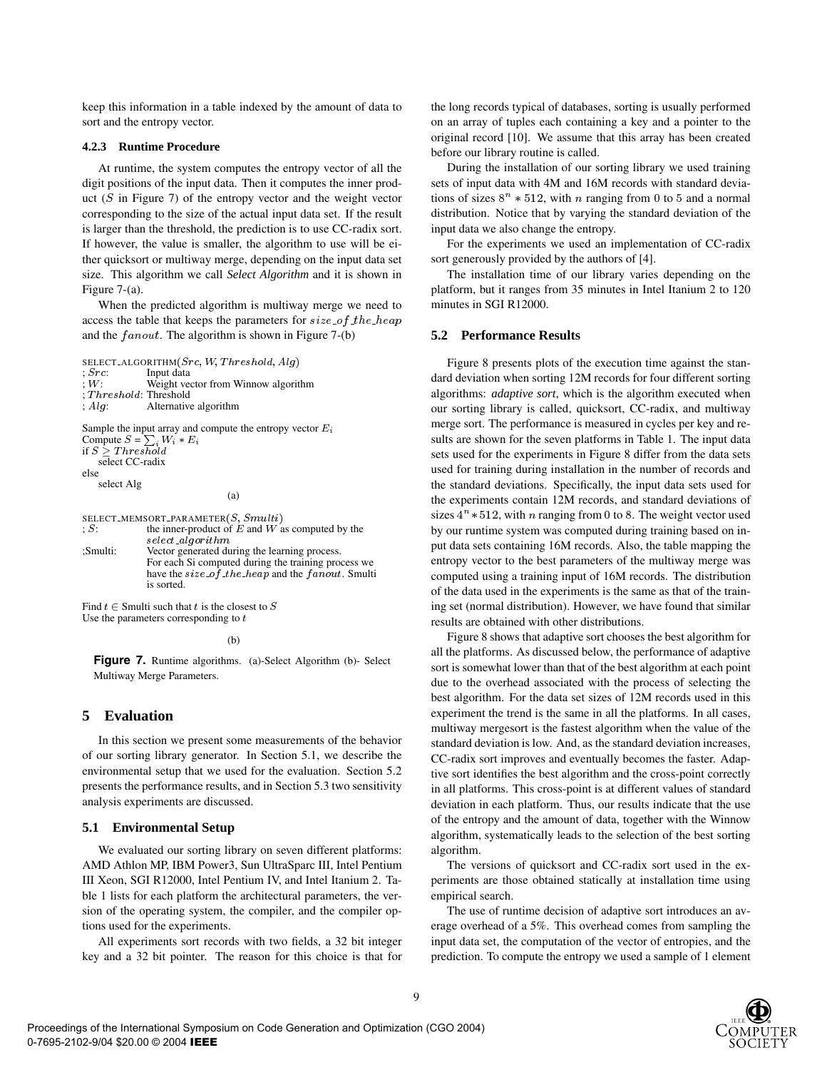keep this information in a table indexed by the amount of data to sort and the entropy vector.

#### 4.2.3 Runtime Procedure

At runtime, the system computes the entropy vector of all the digit positions of the input data. Then it computes the inner product ($S$ in Figure 7) of the entropy vector and the weight vector corresponding to the size of the actual input data set. If the result is larger than the threshold, the prediction is to use CC-radix sort. If however, the value is smaller, the algorithm to use will be either quicksort or multiway merge, depending on the input data set size. This algorithm we call *Select Algorithm* and it is shown in Figure 7-(a).

When the predicted algorithm is multiway merge we need to access the table that keeps the parameters for $size\_of\_the\_heap$ and the $fanout$. The algorithm is shown in Figure 7-(b)

```
SELECT_ALGORITHM(Src, W, Threshold, Alg)
; Src:        Input data
; W:          Weight vector from Winnow algorithm
; Threshold:  Threshold
; Alg:        Alternative algorithm

Sample the input array and compute the entropy vector E_i
Compute S = Σ_i W_i * E_i
if S ≥ Threshold
    select CC-radix
else
    select Alg
```

(a)

```
SELECT_MEMSORT_PARAMETER(S, Smulti)
; S:          the inner-product of E and W as computed by the
              select_algorithm
;Smulti:      Vector generated during the learning process.
              For each Si computed during the training process we
              have the size_of_the_heap and the fanout. Smulti
              is sorted.

Find t ∈ Smulti such that t is the closest to S
Use the parameters corresponding to t
```

(b)

**Figure 7.** Runtime algorithms. (a)-Select Algorithm (b)- Select Multiway Merge Parameters.

## 5 Evaluation

In this section we present some measurements of the behavior of our sorting library generator. In Section 5.1, we describe the environmental setup that we used for the evaluation. Section 5.2 presents the performance results, and in Section 5.3 two sensitivity analysis experiments are discussed.

### 5.1 Environmental Setup

We evaluated our sorting library on seven different platforms: AMD Athlon MP, IBM Power3, Sun UltraSparc III, Intel Pentium III Xeon, SGI R12000, Intel Pentium IV, and Intel Itanium 2. Table 1 lists for each platform the architectural parameters, the version of the operating system, the compiler, and the compiler options used for the experiments.

All experiments sort records with two fields, a 32 bit integer key and a 32 bit pointer. The reason for this choice is that for the long records typical of databases, sorting is usually performed on an array of tuples each containing a key and a pointer to the original record [10]. We assume that this array has been created before our library routine is called.

During the installation of our sorting library we used training sets of input data with 4M and 16M records with standard deviations of sizes $8^n * 512$, with $n$ ranging from 0 to 5 and a normal distribution. Notice that by varying the standard deviation of the input data we also change the entropy.

For the experiments we used an implementation of CC-radix sort generously provided by the authors of [4].

The installation time of our library varies depending on the platform, but it ranges from 35 minutes in Intel Itanium 2 to 120 minutes in SGI R12000.

### 5.2 Performance Results

Figure 8 presents plots of the execution time against the standard deviation when sorting 12M records for four different sorting algorithms: *adaptive sort*, which is the algorithm executed when our sorting library is called, quicksort, CC-radix, and multiway merge sort. The performance is measured in cycles per key and results are shown for the seven platforms in Table 1. The input data sets used for the experiments in Figure 8 differ from the data sets used for training during installation in the number of records and the standard deviations. Specifically, the input data sets used for the experiments contain 12M records, and standard deviations of sizes $4^n * 512$, with $n$ ranging from 0 to 8. The weight vector used by our runtime system was computed during training based on input data sets containing 16M records. Also, the table mapping the entropy vector to the best parameters of the multiway merge was computed using a training input of 16M records. The distribution of the data used in the experiments is the same as that of the training set (normal distribution). However, we have found that similar results are obtained with other distributions.

Figure 8 shows that adaptive sort chooses the best algorithm for all the platforms. As discussed below, the performance of adaptive sort is somewhat lower than that of the best algorithm at each point due to the overhead associated with the process of selecting the best algorithm. For the data set sizes of 12M records used in this experiment the trend is the same in all the platforms. In all cases, multiway mergesort is the fastest algorithm when the value of the standard deviation is low. And, as the standard deviation increases, CC-radix sort improves and eventually becomes the faster. Adaptive sort identifies the best algorithm and the cross-point correctly in all platforms. This cross-point is at different values of standard deviation in each platform. Thus, our results indicate that the use of the entropy and the amount of data, together with the Winnow algorithm, systematically leads to the selection of the best sorting algorithm.

The versions of quicksort and CC-radix sort used in the experiments are those obtained statically at installation time using empirical search.

The use of runtime decision of adaptive sort introduces an average overhead of a 5%. This overhead comes from sampling the input data set, the computation of the vector of entropies, and the prediction. To compute the entropy we used a sample of 1 element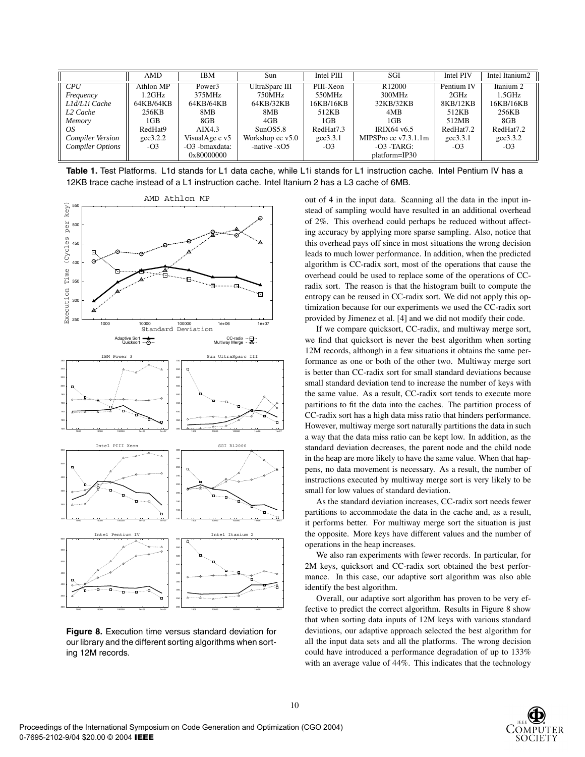| | AMD | IBM | Sun | Intel PIII | SGI | Intel PIV | Intel Itanium2 |
|---|---|---|---|---|---|---|---|
| *CPU* | Athlon MP | Power3 | UltraSparc III | PIII-Xeon | R12000 | Pentium IV | Itanium 2 |
| *Frequency* | 1.2GHz | 375MHz | 750MHz | 550MHz | 300MHz | 2GHz | 1.5GHz |
| *L1d/L1i Cache* | 64KB/64KB | 64KB/64KB | 64KB/32KB | 16KB/16KB | 32KB/32KB | 8KB/12KB | 16KB/16KB |
| *L2 Cache* | 256KB | 8MB | 8MB | 512KB | 4MB | 512KB | 256KB |
| *Memory* | 1GB | 8GB | 4GB | 1GB | 1GB | 512MB | 8GB |
| *OS* | RedHat9 | AIX4.3 | SunOS5.8 | RedHat7.3 | IRIX64 v6.5 | RedHat7.2 | RedHat7.2 |
| *Compiler Version* | gcc3.2.2 | VisualAge c v5 | Workshop cc v5.0 | gcc3.3.1 | MIPSPro cc v7.3.1.1m | gcc3.3.1 | gcc3.3.2 |
| *Compiler Options* | -O3 | -O3 -bmaxdata: 0x80000000 | -native -xO5 | -O3 | -O3 -TARG: platform=IP30 | -O3 | -O3 |

**Table 1.** Test Platforms. L1d stands for L1 data cache, while L1i stands for L1 instruction cache. Intel Pentium IV has a 12KB trace cache instead of a L1 instruction cache. Intel Itanium 2 has a L3 cache of 6MB.

AMD Athlon MP

Execution Time (Cycles per key)

Standard Deviation

Adaptive Sort
Quicksort
CC-radix
Multiway Merge

IBM Power 3

Sun UltraSparc III

Intel PIII Xeon

SGI R12000

Intel Pentium IV

Intel Itanium 2

**Figure 8.** Execution time versus standard deviation for our library and the different sorting algorithms when sorting 12M records.

out of 4 in the input data. Scanning all the data in the input instead of sampling would have resulted in an additional overhead of 2%. This overhead could perhaps be reduced without affecting accuracy by applying more sparse sampling. Also, notice that this overhead pays off since in most situations the wrong decision leads to much lower performance. In addition, when the predicted algorithm is CC-radix sort, most of the operations that cause the overhead could be used to replace some of the operations of CC-radix sort. The reason is that the histogram built to compute the entropy can be reused in CC-radix sort. We did not apply this optimization because for our experiments we used the CC-radix sort provided by Jimenez et al. [4] and we did not modify their code.

If we compare quicksort, CC-radix, and multiway merge sort, we find that quicksort is never the best algorithm when sorting 12M records, although in a few situations it obtains the same performance as one or both of the other two. Multiway merge sort is better than CC-radix sort for small standard deviations because small standard deviation tend to increase the number of keys with the same value. As a result, CC-radix sort tends to execute more partitions to fit the data into the caches. The partition process of CC-radix sort has a high data miss ratio that hinders performance. However, multiway merge sort naturally partitions the data in such a way that the data miss ratio can be kept low. In addition, as the standard deviation decreases, the parent node and the child node in the heap are more likely to have the same value. When that happens, no data movement is necessary. As a result, the number of instructions executed by multiway merge sort is very likely to be small for low values of standard deviation.

As the standard deviation increases, CC-radix sort needs fewer partitions to accommodate the data in the cache and, as a result, it performs better. For multiway merge sort the situation is just the opposite. More keys have different values and the number of operations in the heap increases.

We also ran experiments with fewer records. In particular, for 2M keys, quicksort and CC-radix sort obtained the best performance. In this case, our adaptive sort algorithm was also able identify the best algorithm.

Overall, our adaptive sort algorithm has proven to be very effective to predict the correct algorithm. Results in Figure 8 show that when sorting data inputs of 12M keys with various standard deviations, our adaptive approach selected the best algorithm for all the input data sets and all the platforms. The wrong decision could have introduced a performance degradation of up to 133% with an average value of 44%. This indicates that the technology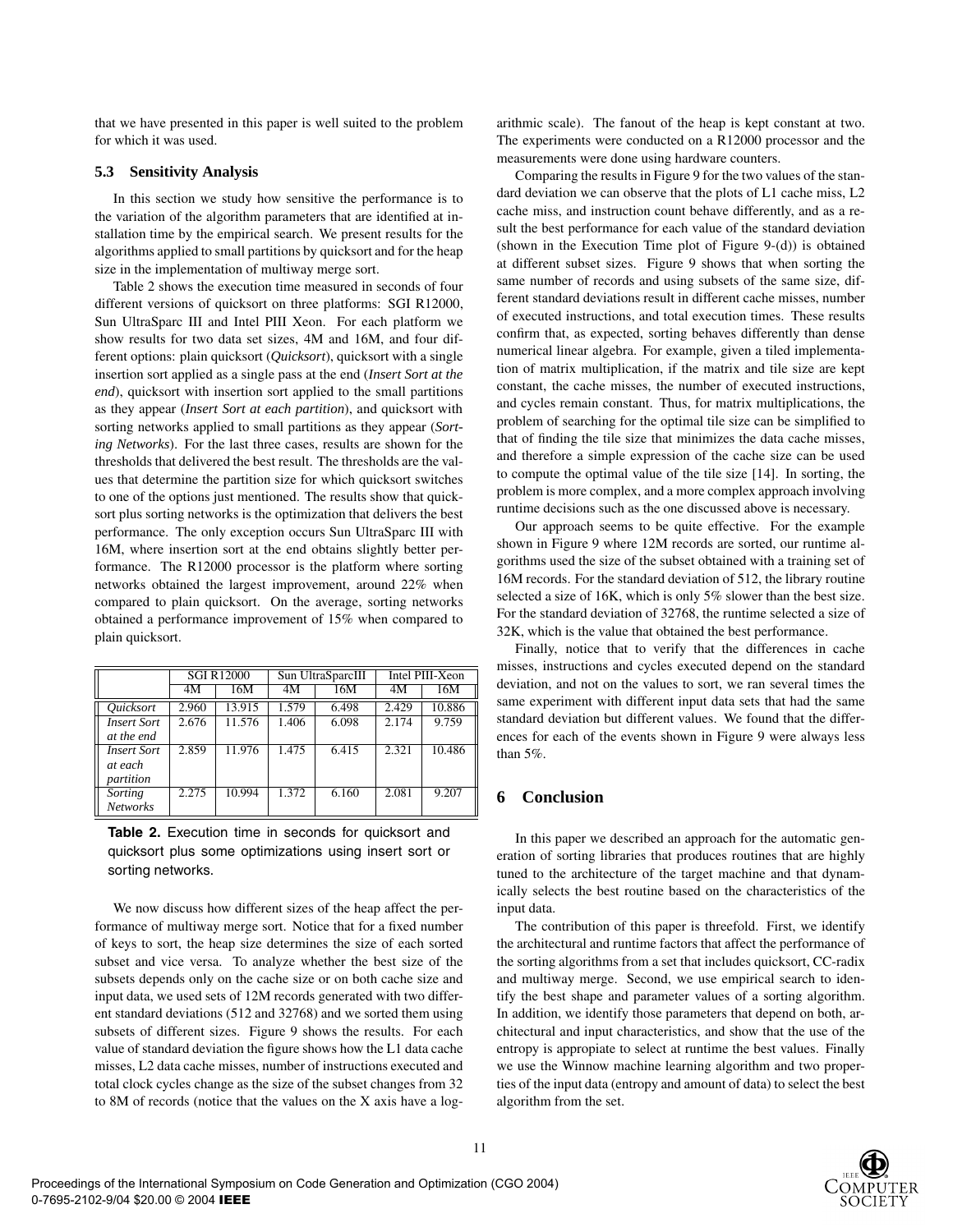that we have presented in this paper is well suited to the problem for which it was used.

### 5.3 Sensitivity Analysis

In this section we study how sensitive the performance is to the variation of the algorithm parameters that are identified at installation time by the empirical search. We present results for the algorithms applied to small partitions by quicksort and for the heap size in the implementation of multiway merge sort.

Table 2 shows the execution time measured in seconds of four different versions of quicksort on three platforms: SGI R12000, Sun UltraSparc III and Intel PIII Xeon. For each platform we show results for two data set sizes, 4M and 16M, and four different options: plain quicksort (*Quicksort*), quicksort with a single insertion sort applied as a single pass at the end (*Insert Sort at the end*), quicksort with insertion sort applied to the small partitions as they appear (*Insert Sort at each partition*), and quicksort with sorting networks applied to small partitions as they appear (*Sorting Networks*). For the last three cases, results are shown for the thresholds that delivered the best result. The thresholds are the values that determine the partition size for which quicksort switches to one of the options just mentioned. The results show that quicksort plus sorting networks is the optimization that delivers the best performance. The only exception occurs Sun UltraSparc III with 16M, where insertion sort at the end obtains slightly better performance. The R12000 processor is the platform where sorting networks obtained the largest improvement, around 22% when compared to plain quicksort. On the average, sorting networks obtained a performance improvement of 15% when compared to plain quicksort.

| | SGI R12000 | | Sun UltraSparcIII | | Intel PIII-Xeon | |
|---|---|---|---|---|---|---|
| | 4M | 16M | 4M | 16M | 4M | 16M |
| *Quicksort* | 2.960 | 13.915 | 1.579 | 6.498 | 2.429 | 10.886 |
| *Insert Sort at the end* | 2.676 | 11.576 | 1.406 | 6.098 | 2.174 | 9.759 |
| *Insert Sort at each partition* | 2.859 | 11.976 | 1.475 | 6.415 | 2.321 | 10.486 |
| *Sorting Networks* | 2.275 | 10.994 | 1.372 | 6.160 | 2.081 | 9.207 |

**Table 2.** Execution time in seconds for quicksort and quicksort plus some optimizations using insert sort or sorting networks.

We now discuss how different sizes of the heap affect the performance of multiway merge sort. Notice that for a fixed number of keys to sort, the heap size determines the size of each sorted subset and vice versa. To analyze whether the best size of the subsets depends only on the cache size or on both cache size and input data, we used sets of 12M records generated with two different standard deviations (512 and 32768) and we sorted them using subsets of different sizes. Figure 9 shows the results. For each value of standard deviation the figure shows how the L1 data cache misses, L2 data cache misses, number of instructions executed and total clock cycles change as the size of the subset changes from 32 to 8M of records (notice that the values on the X axis have a logarithmic scale). The fanout of the heap is kept constant at two. The experiments were conducted on a R12000 processor and the measurements were done using hardware counters.

Comparing the results in Figure 9 for the two values of the standard deviation we can observe that the plots of L1 cache miss, L2 cache miss, and instruction count behave differently, and as a result the best performance for each value of the standard deviation (shown in the Execution Time plot of Figure 9-(d)) is obtained at different subset sizes. Figure 9 shows that when sorting the same number of records and using subsets of the same size, different standard deviations result in different cache misses, number of executed instructions, and total execution times. These results confirm that, as expected, sorting behaves differently than dense numerical linear algebra. For example, given a tiled implementation of matrix multiplication, if the matrix and tile size are kept constant, the cache misses, the number of executed instructions, and cycles remain constant. Thus, for matrix multiplications, the problem of searching for the optimal tile size can be simplified to that of finding the tile size that minimizes the data cache misses, and therefore a simple expression of the cache size can be used to compute the optimal value of the tile size [14]. In sorting, the problem is more complex, and a more complex approach involving runtime decisions such as the one discussed above is necessary.

Our approach seems to be quite effective. For the example shown in Figure 9 where 12M records are sorted, our runtime algorithms used the size of the subset obtained with a training set of 16M records. For the standard deviation of 512, the library routine selected a size of 16K, which is only 5% slower than the best size. For the standard deviation of 32768, the runtime selected a size of 32K, which is the value that obtained the best performance.

Finally, notice that to verify that the differences in cache misses, instructions and cycles executed depend on the standard deviation, and not on the values to sort, we ran several times the same experiment with different input data sets that had the same standard deviation but different values. We found that the differences for each of the events shown in Figure 9 were always less than 5%.

## 6 Conclusion

In this paper we described an approach for the automatic generation of sorting libraries that produces routines that are highly tuned to the architecture of the target machine and that dynamically selects the best routine based on the characteristics of the input data.

The contribution of this paper is threefold. First, we identify the architectural and runtime factors that affect the performance of the sorting algorithms from a set that includes quicksort, CC-radix and multiway merge. Second, we use empirical search to identify the best shape and parameter values of a sorting algorithm. In addition, we identify those parameters that depend on both, architectural and input characteristics, and show that the use of the entropy is appropiate to select at runtime the best values. Finally we use the Winnow machine learning algorithm and two properties of the input data (entropy and amount of data) to select the best algorithm from the set.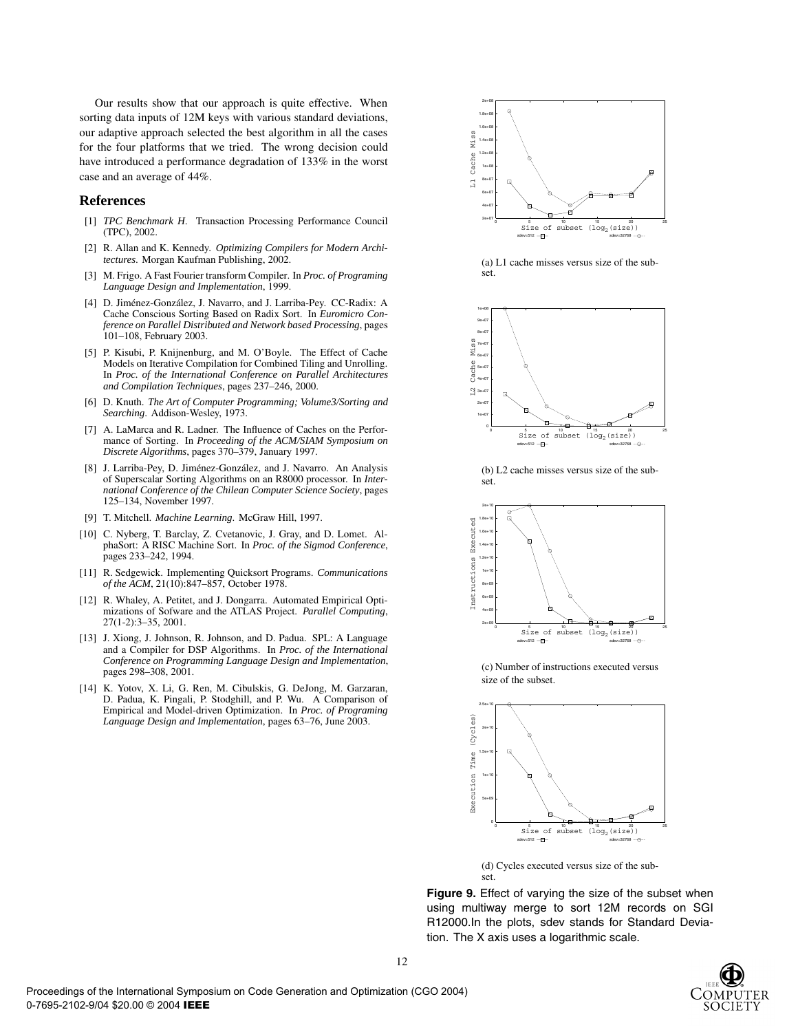Our results show that our approach is quite effective. When sorting data inputs of 12M keys with various standard deviations, our adaptive approach selected the best algorithm in all the cases for the four platforms that we tried. The wrong decision could have introduced a performance degradation of 133% in the worst case and an average of 44%.

## References

[1] *TPC Benchmark H*. Transaction Processing Performance Council (TPC), 2002.

[2] R. Allan and K. Kennedy. *Optimizing Compilers for Modern Architectures*. Morgan Kaufman Publishing, 2002.

[3] M. Frigo. A Fast Fourier transform Compiler. In *Proc. of Programing Language Design and Implementation*, 1999.

[4] D. Jiménez-González, J. Navarro, and J. Larriba-Pey. CC-Radix: A Cache Conscious Sorting Based on Radix Sort. In *Euromicro Conference on Parallel Distributed and Network based Processing*, pages 101–108, February 2003.

[5] P. Kisubi, P. Knijnenburg, and M. O'Boyle. The Effect of Cache Models on Iterative Compilation for Combined Tiling and Unrolling. In *Proc. of the International Conference on Parallel Architectures and Compilation Techniques*, pages 237–246, 2000.

[6] D. Knuth. *The Art of Computer Programming; Volume3/Sorting and Searching*. Addison-Wesley, 1973.

[7] A. LaMarca and R. Ladner. The Influence of Caches on the Performance of Sorting. In *Proceeding of the ACM/SIAM Symposium on Discrete Algorithms*, pages 370–379, January 1997.

[8] J. Larriba-Pey, D. Jiménez-González, and J. Navarro. An Analysis of Superscalar Sorting Algorithms on an R8000 processor. In *International Conference of the Chilean Computer Science Society*, pages 125–134, November 1997.

[9] T. Mitchell. *Machine Learning*. McGraw Hill, 1997.

[10] C. Nyberg, T. Barclay, Z. Cvetanovic, J. Gray, and D. Lomet. AlphaSort: A RISC Machine Sort. In *Proc. of the Sigmod Conference*, pages 233–242, 1994.

[11] R. Sedgewick. Implementing Quicksort Programs. *Communications of the ACM*, 21(10):847–857, October 1978.

[12] R. Whaley, A. Petitet, and J. Dongarra. Automated Empirical Optimizations of Sofware and the ATLAS Project. *Parallel Computing*, 27(1-2):3–35, 2001.

[13] J. Xiong, J. Johnson, R. Johnson, and D. Padua. SPL: A Language and a Compiler for DSP Algorithms. In *Proc. of the International Conference on Programming Language Design and Implementation*, pages 298–308, 2001.

[14] K. Yotov, X. Li, G. Ren, M. Cibulskis, G. DeJong, M. Garzaran, D. Padua, K. Pingali, P. Stodghill, and P. Wu. A Comparison of Empirical and Model-driven Optimization. In *Proc. of Programing Language Design and Implementation*, pages 63–76, June 2003.

L1 Cache Miss

2e+08
1.8e+08
1.6e+08
1.4e+08
1.2e+08
1e+08
8e+07
6e+07
4e+07
2e+07

0 5 10 15 20 25

Size of subset ($\log_2$(size))

sdev=512 sdev=32768

(a) L1 cache misses versus size of the subset.

L2 Cache Miss

1e+08
9e+07
8e+07
7e+07
6e+07
5e+07
4e+07
3e+07
2e+07
1e+07
0

0 5 10 15 20 25

Size of subset ($\log_2$(size))

sdev=512 sdev=32768

(b) L2 cache misses versus size of the subset.

Instructions Executed

2e+10
1.8e+10
1.6e+10
1.4e+10
1.2e+10
1e+10
8e+09
6e+09
4e+09
2e+09

0 5 10 15 20 25

Size of subset ($\log_2$(size))

sdev=512 sdev=32768

(c) Number of instructions executed versus size of the subset.

Execution Time (Cycles)

2.5e+10
2e+10
1.5e+10
1e+10
5e+09
0

0 5 10 15 20 25

Size of subset ($\log_2$(size))

sdev=512 sdev=32768

(d) Cycles executed versus size of the subset.

**Figure 9.** Effect of varying the size of the subset when using multiway merge to sort 12M records on SGI R12000.In the plots, sdev stands for Standard Deviation. The X axis uses a logarithmic scale.